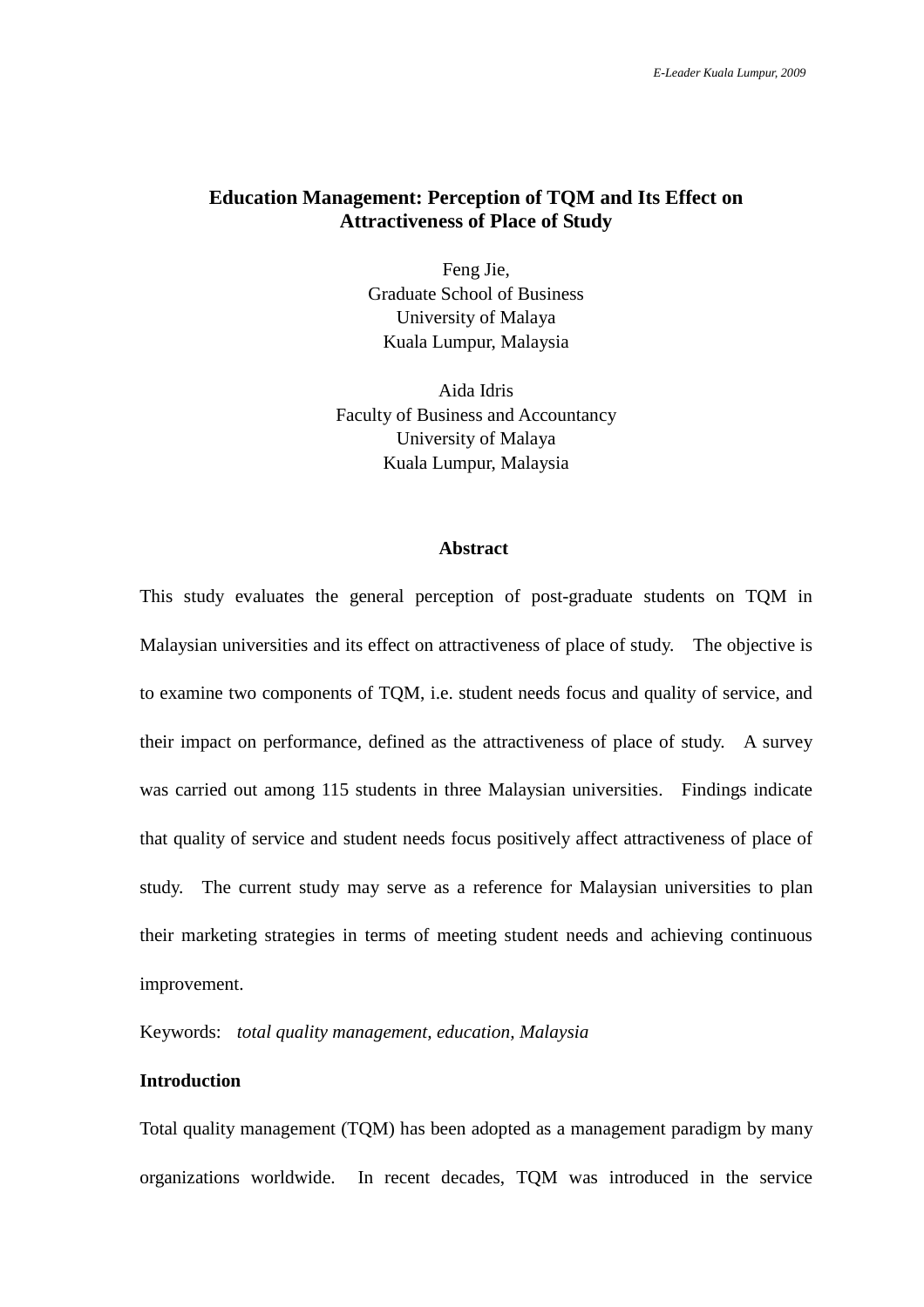# Education Management: Perception of TQM and Its Effect on Attractiveness of Place of Study

Feng Jie,
Graduate School of Business
University of Malaya
Kuala Lumpur, Malaysia

Aida Idris
Faculty of Business and Accountancy
University of Malaya
Kuala Lumpur, Malaysia

## Abstract

This study evaluates the general perception of post-graduate students on TQM in Malaysian universities and its effect on attractiveness of place of study. The objective is to examine two components of TQM, i.e. student needs focus and quality of service, and their impact on performance, defined as the attractiveness of place of study. A survey was carried out among 115 students in three Malaysian universities. Findings indicate that quality of service and student needs focus positively affect attractiveness of place of study. The current study may serve as a reference for Malaysian universities to plan their marketing strategies in terms of meeting student needs and achieving continuous improvement.

Keywords: *total quality management, education, Malaysia*

## Introduction

Total quality management (TQM) has been adopted as a management paradigm by many organizations worldwide. In recent decades, TQM was introduced in the service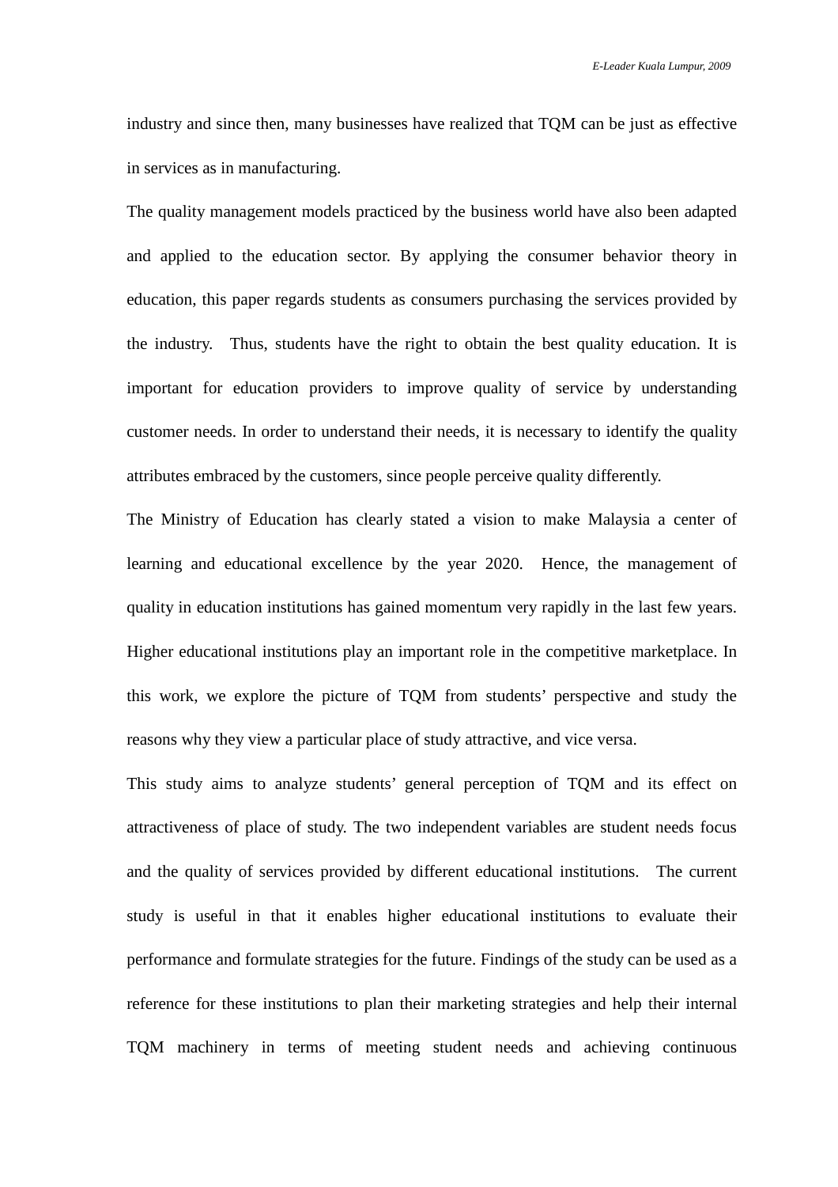industry and since then, many businesses have realized that TQM can be just as effective in services as in manufacturing.

The quality management models practiced by the business world have also been adapted and applied to the education sector. By applying the consumer behavior theory in education, this paper regards students as consumers purchasing the services provided by the industry. Thus, students have the right to obtain the best quality education. It is important for education providers to improve quality of service by understanding customer needs. In order to understand their needs, it is necessary to identify the quality attributes embraced by the customers, since people perceive quality differently.

The Ministry of Education has clearly stated a vision to make Malaysia a center of learning and educational excellence by the year 2020. Hence, the management of quality in education institutions has gained momentum very rapidly in the last few years. Higher educational institutions play an important role in the competitive marketplace. In this work, we explore the picture of TQM from students' perspective and study the reasons why they view a particular place of study attractive, and vice versa.

This study aims to analyze students' general perception of TQM and its effect on attractiveness of place of study. The two independent variables are student needs focus and the quality of services provided by different educational institutions. The current study is useful in that it enables higher educational institutions to evaluate their performance and formulate strategies for the future. Findings of the study can be used as a reference for these institutions to plan their marketing strategies and help their internal TQM machinery in terms of meeting student needs and achieving continuous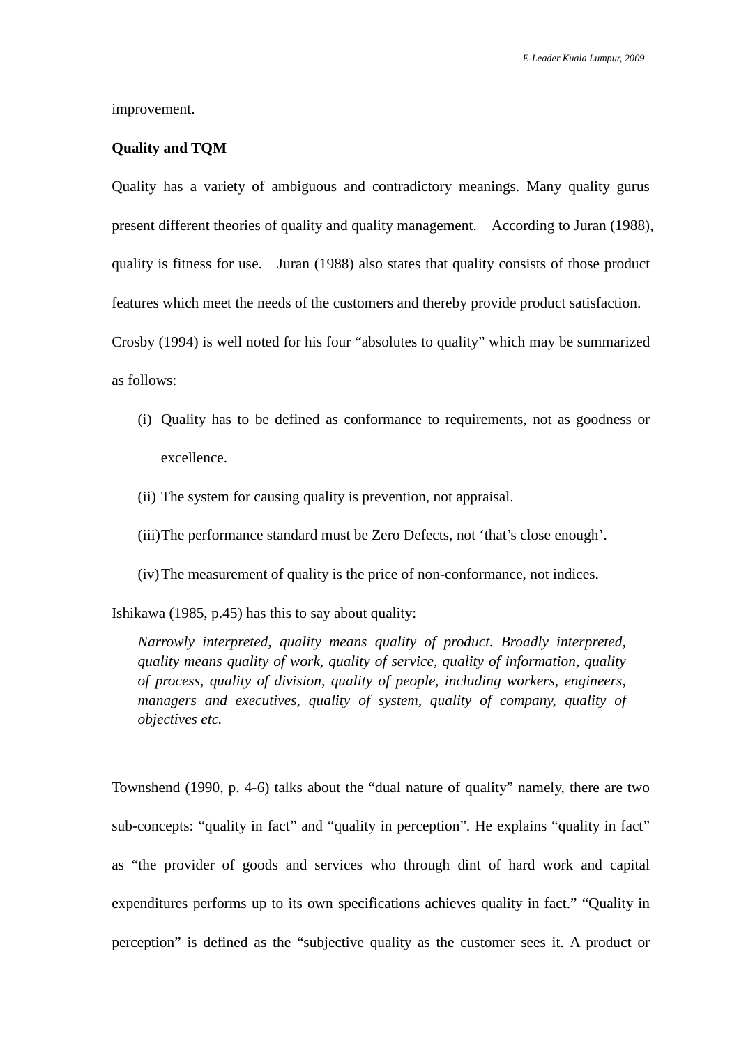improvement.

**Quality and TQM**

Quality has a variety of ambiguous and contradictory meanings. Many quality gurus present different theories of quality and quality management. According to Juran (1988), quality is fitness for use. Juran (1988) also states that quality consists of those product features which meet the needs of the customers and thereby provide product satisfaction. Crosby (1994) is well noted for his four "absolutes to quality" which may be summarized as follows:

(i) Quality has to be defined as conformance to requirements, not as goodness or excellence.

(ii) The system for causing quality is prevention, not appraisal.

(iii) The performance standard must be Zero Defects, not 'that's close enough'.

(iv) The measurement of quality is the price of non-conformance, not indices.

Ishikawa (1985, p.45) has this to say about quality:

> *Narrowly interpreted, quality means quality of product. Broadly interpreted, quality means quality of work, quality of service, quality of information, quality of process, quality of division, quality of people, including workers, engineers, managers and executives, quality of system, quality of company, quality of objectives etc.*

Townshend (1990, p. 4-6) talks about the "dual nature of quality" namely, there are two sub-concepts: "quality in fact" and "quality in perception". He explains "quality in fact" as "the provider of goods and services who through dint of hard work and capital expenditures performs up to its own specifications achieves quality in fact." "Quality in perception" is defined as the "subjective quality as the customer sees it. A product or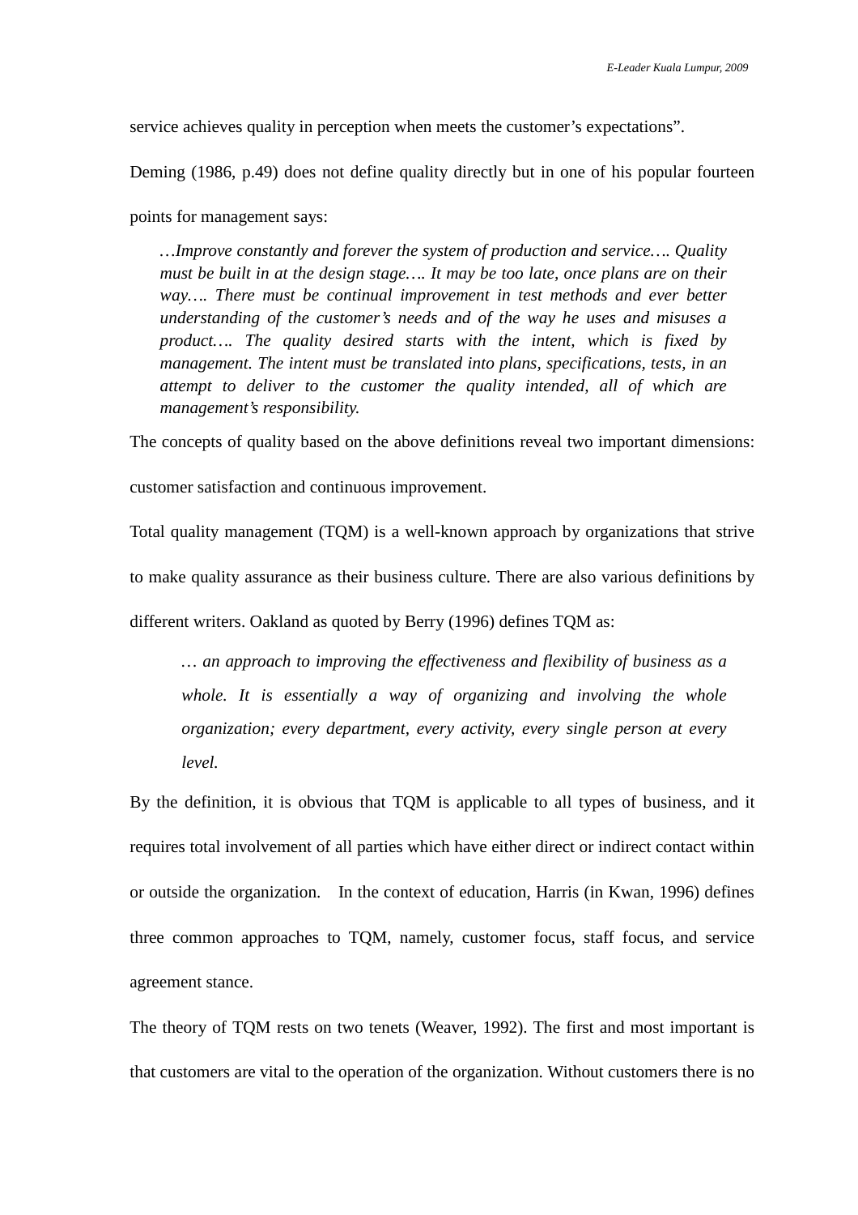service achieves quality in perception when meets the customer's expectations".

Deming (1986, p.49) does not define quality directly but in one of his popular fourteen points for management says:

> *…Improve constantly and forever the system of production and service…. Quality must be built in at the design stage…. It may be too late, once plans are on their way…. There must be continual improvement in test methods and ever better understanding of the customer's needs and of the way he uses and misuses a product…. The quality desired starts with the intent, which is fixed by management. The intent must be translated into plans, specifications, tests, in an attempt to deliver to the customer the quality intended, all of which are management's responsibility.*

The concepts of quality based on the above definitions reveal two important dimensions: customer satisfaction and continuous improvement.

Total quality management (TQM) is a well-known approach by organizations that strive to make quality assurance as their business culture. There are also various definitions by different writers. Oakland as quoted by Berry (1996) defines TQM as:

> *… an approach to improving the effectiveness and flexibility of business as a whole. It is essentially a way of organizing and involving the whole organization; every department, every activity, every single person at every level.*

By the definition, it is obvious that TQM is applicable to all types of business, and it requires total involvement of all parties which have either direct or indirect contact within or outside the organization. In the context of education, Harris (in Kwan, 1996) defines three common approaches to TQM, namely, customer focus, staff focus, and service agreement stance.

The theory of TQM rests on two tenets (Weaver, 1992). The first and most important is that customers are vital to the operation of the organization. Without customers there is no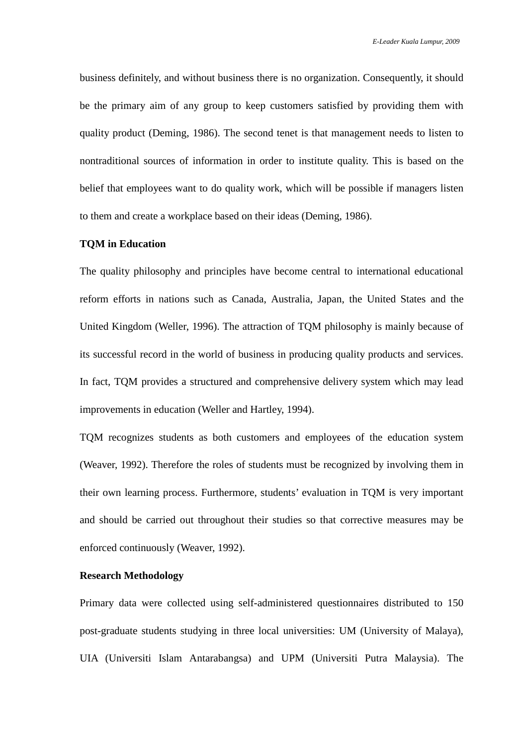business definitely, and without business there is no organization. Consequently, it should be the primary aim of any group to keep customers satisfied by providing them with quality product (Deming, 1986). The second tenet is that management needs to listen to nontraditional sources of information in order to institute quality. This is based on the belief that employees want to do quality work, which will be possible if managers listen to them and create a workplace based on their ideas (Deming, 1986).

**TQM in Education**

The quality philosophy and principles have become central to international educational reform efforts in nations such as Canada, Australia, Japan, the United States and the United Kingdom (Weller, 1996). The attraction of TQM philosophy is mainly because of its successful record in the world of business in producing quality products and services. In fact, TQM provides a structured and comprehensive delivery system which may lead improvements in education (Weller and Hartley, 1994).

TQM recognizes students as both customers and employees of the education system (Weaver, 1992). Therefore the roles of students must be recognized by involving them in their own learning process. Furthermore, students' evaluation in TQM is very important and should be carried out throughout their studies so that corrective measures may be enforced continuously (Weaver, 1992).

**Research Methodology**

Primary data were collected using self-administered questionnaires distributed to 150 post-graduate students studying in three local universities: UM (University of Malaya), UIA (Universiti Islam Antarabangsa) and UPM (Universiti Putra Malaysia). The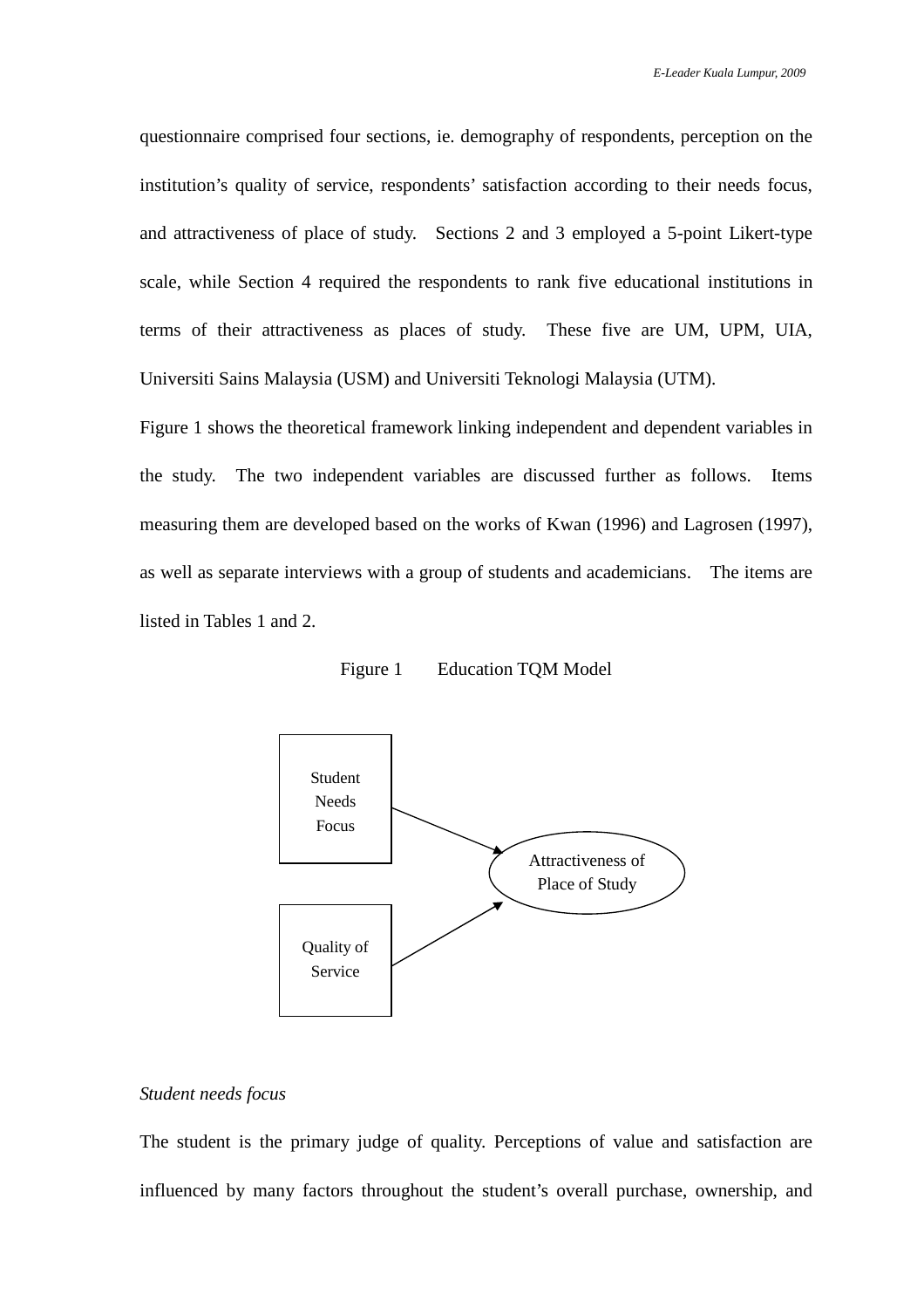questionnaire comprised four sections, ie. demography of respondents, perception on the institution's quality of service, respondents' satisfaction according to their needs focus, and attractiveness of place of study. Sections 2 and 3 employed a 5-point Likert-type scale, while Section 4 required the respondents to rank five educational institutions in terms of their attractiveness as places of study. These five are UM, UPM, UIA, Universiti Sains Malaysia (USM) and Universiti Teknologi Malaysia (UTM).

Figure 1 shows the theoretical framework linking independent and dependent variables in the study. The two independent variables are discussed further as follows. Items measuring them are developed based on the works of Kwan (1996) and Lagrosen (1997), as well as separate interviews with a group of students and academicians. The items are listed in Tables 1 and 2.

Figure 1 Education TQM Model

Student Needs Focus

Quality of Service

Attractiveness of Place of Study

*Student needs focus*

The student is the primary judge of quality. Perceptions of value and satisfaction are influenced by many factors throughout the student's overall purchase, ownership, and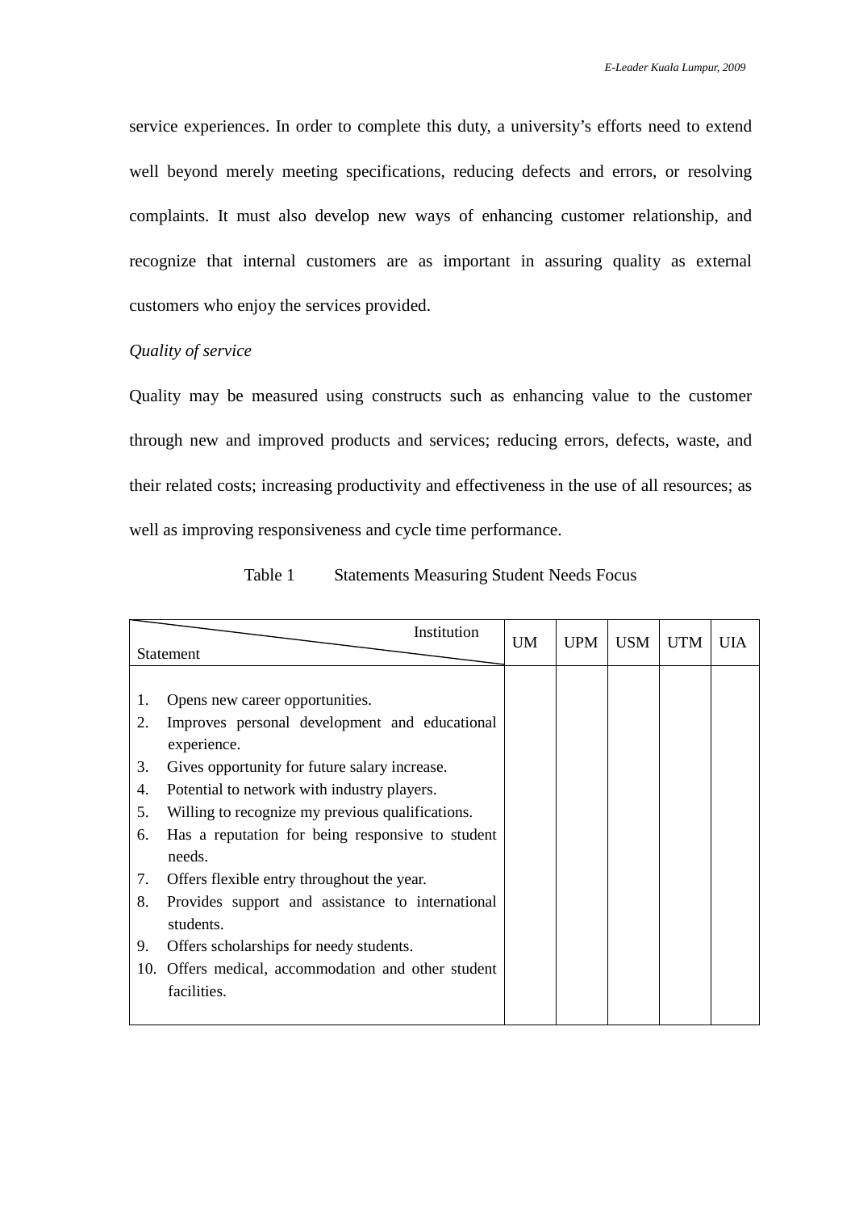service experiences. In order to complete this duty, a university's efforts need to extend well beyond merely meeting specifications, reducing defects and errors, or resolving complaints. It must also develop new ways of enhancing customer relationship, and recognize that internal customers are as important in assuring quality as external customers who enjoy the services provided.

*Quality of service*

Quality may be measured using constructs such as enhancing value to the customer through new and improved products and services; reducing errors, defects, waste, and their related costs; increasing productivity and effectiveness in the use of all resources; as well as improving responsiveness and cycle time performance.

Table 1 Statements Measuring Student Needs Focus

| Statement \ Institution | UM | UPM | USM | UTM | UIA |
|---|---|---|---|---|---|
| 1. Opens new career opportunities. | | | | | |
| 2. Improves personal development and educational experience. | | | | | |
| 3. Gives opportunity for future salary increase. | | | | | |
| 4. Potential to network with industry players. | | | | | |
| 5. Willing to recognize my previous qualifications. | | | | | |
| 6. Has a reputation for being responsive to student needs. | | | | | |
| 7. Offers flexible entry throughout the year. | | | | | |
| 8. Provides support and assistance to international students. | | | | | |
| 9. Offers scholarships for needy students. | | | | | |
| 10. Offers medical, accommodation and other student facilities. | | | | | |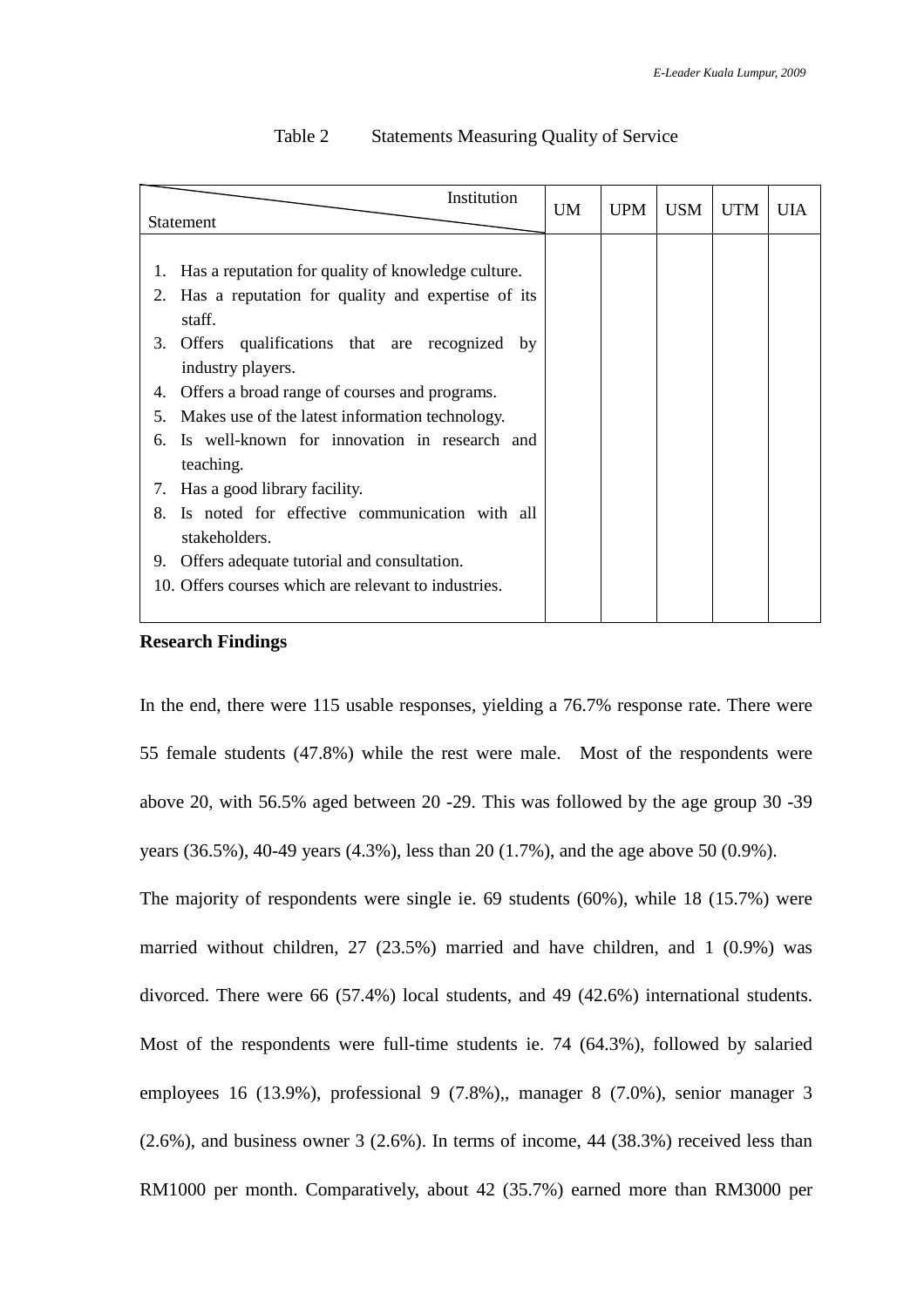Table 2 Statements Measuring Quality of Service

| Statement \ Institution | UM | UPM | USM | UTM | UIA |
|---|---|---|---|---|---|
| 1. Has a reputation for quality of knowledge culture. | | | | | |
| 2. Has a reputation for quality and expertise of its staff. | | | | | |
| 3. Offers qualifications that are recognized by industry players. | | | | | |
| 4. Offers a broad range of courses and programs. | | | | | |
| 5. Makes use of the latest information technology. | | | | | |
| 6. Is well-known for innovation in research and teaching. | | | | | |
| 7. Has a good library facility. | | | | | |
| 8. Is noted for effective communication with all stakeholders. | | | | | |
| 9. Offers adequate tutorial and consultation. | | | | | |
| 10. Offers courses which are relevant to industries. | | | | | |

**Research Findings**

In the end, there were 115 usable responses, yielding a 76.7% response rate. There were 55 female students (47.8%) while the rest were male. Most of the respondents were above 20, with 56.5% aged between 20 -29. This was followed by the age group 30 -39 years (36.5%), 40-49 years (4.3%), less than 20 (1.7%), and the age above 50 (0.9%).

The majority of respondents were single ie. 69 students (60%), while 18 (15.7%) were married without children, 27 (23.5%) married and have children, and 1 (0.9%) was divorced. There were 66 (57.4%) local students, and 49 (42.6%) international students. Most of the respondents were full-time students ie. 74 (64.3%), followed by salaried employees 16 (13.9%), professional 9 (7.8%),, manager 8 (7.0%), senior manager 3 (2.6%), and business owner 3 (2.6%). In terms of income, 44 (38.3%) received less than RM1000 per month. Comparatively, about 42 (35.7%) earned more than RM3000 per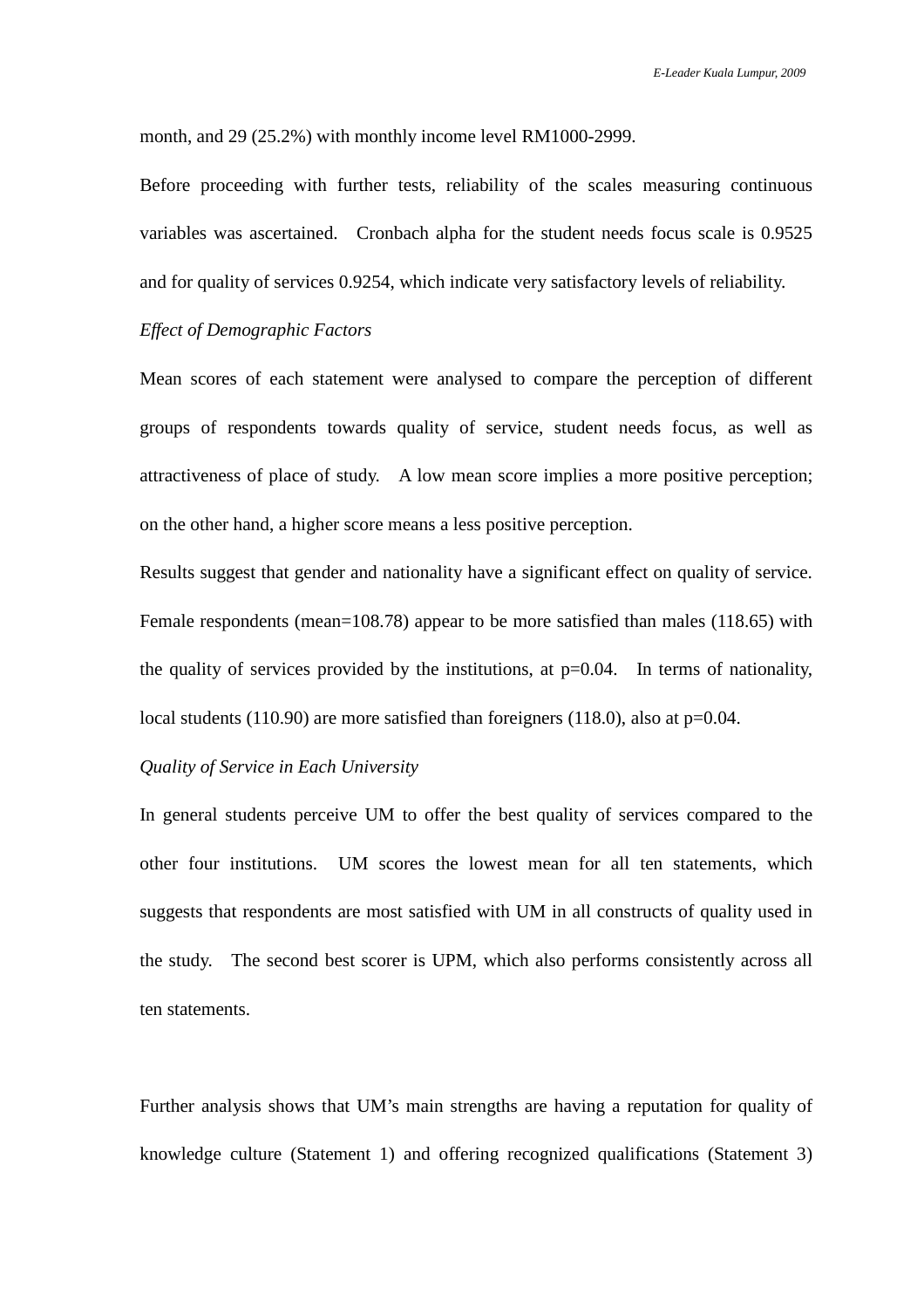month, and 29 (25.2%) with monthly income level RM1000-2999.

Before proceeding with further tests, reliability of the scales measuring continuous variables was ascertained. Cronbach alpha for the student needs focus scale is 0.9525 and for quality of services 0.9254, which indicate very satisfactory levels of reliability.

*Effect of Demographic Factors*

Mean scores of each statement were analysed to compare the perception of different groups of respondents towards quality of service, student needs focus, as well as attractiveness of place of study. A low mean score implies a more positive perception; on the other hand, a higher score means a less positive perception.

Results suggest that gender and nationality have a significant effect on quality of service. Female respondents (mean=108.78) appear to be more satisfied than males (118.65) with the quality of services provided by the institutions, at p=0.04. In terms of nationality, local students (110.90) are more satisfied than foreigners (118.0), also at p=0.04.

*Quality of Service in Each University*

In general students perceive UM to offer the best quality of services compared to the other four institutions. UM scores the lowest mean for all ten statements, which suggests that respondents are most satisfied with UM in all constructs of quality used in the study. The second best scorer is UPM, which also performs consistently across all ten statements.

Further analysis shows that UM's main strengths are having a reputation for quality of knowledge culture (Statement 1) and offering recognized qualifications (Statement 3)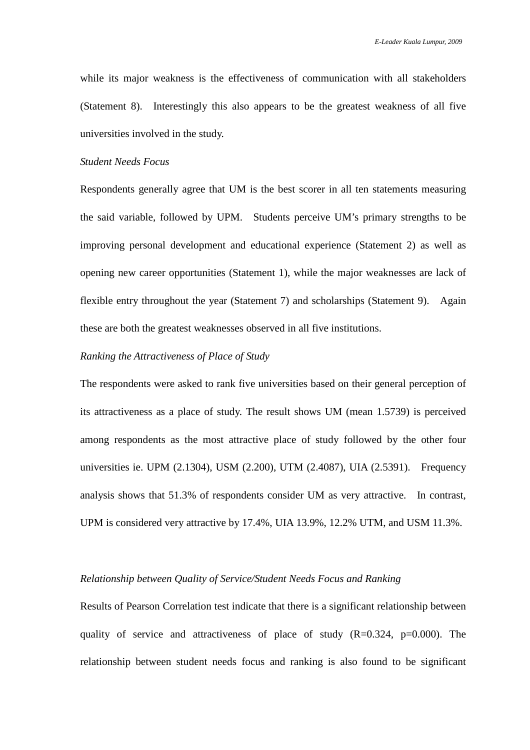while its major weakness is the effectiveness of communication with all stakeholders (Statement 8). Interestingly this also appears to be the greatest weakness of all five universities involved in the study.

*Student Needs Focus*

Respondents generally agree that UM is the best scorer in all ten statements measuring the said variable, followed by UPM. Students perceive UM's primary strengths to be improving personal development and educational experience (Statement 2) as well as opening new career opportunities (Statement 1), while the major weaknesses are lack of flexible entry throughout the year (Statement 7) and scholarships (Statement 9). Again these are both the greatest weaknesses observed in all five institutions.

*Ranking the Attractiveness of Place of Study*

The respondents were asked to rank five universities based on their general perception of its attractiveness as a place of study. The result shows UM (mean 1.5739) is perceived among respondents as the most attractive place of study followed by the other four universities ie. UPM (2.1304), USM (2.200), UTM (2.4087), UIA (2.5391). Frequency analysis shows that 51.3% of respondents consider UM as very attractive. In contrast, UPM is considered very attractive by 17.4%, UIA 13.9%, 12.2% UTM, and USM 11.3%.

*Relationship between Quality of Service/Student Needs Focus and Ranking*

Results of Pearson Correlation test indicate that there is a significant relationship between quality of service and attractiveness of place of study ($R=0.324$, $p=0.000$). The relationship between student needs focus and ranking is also found to be significant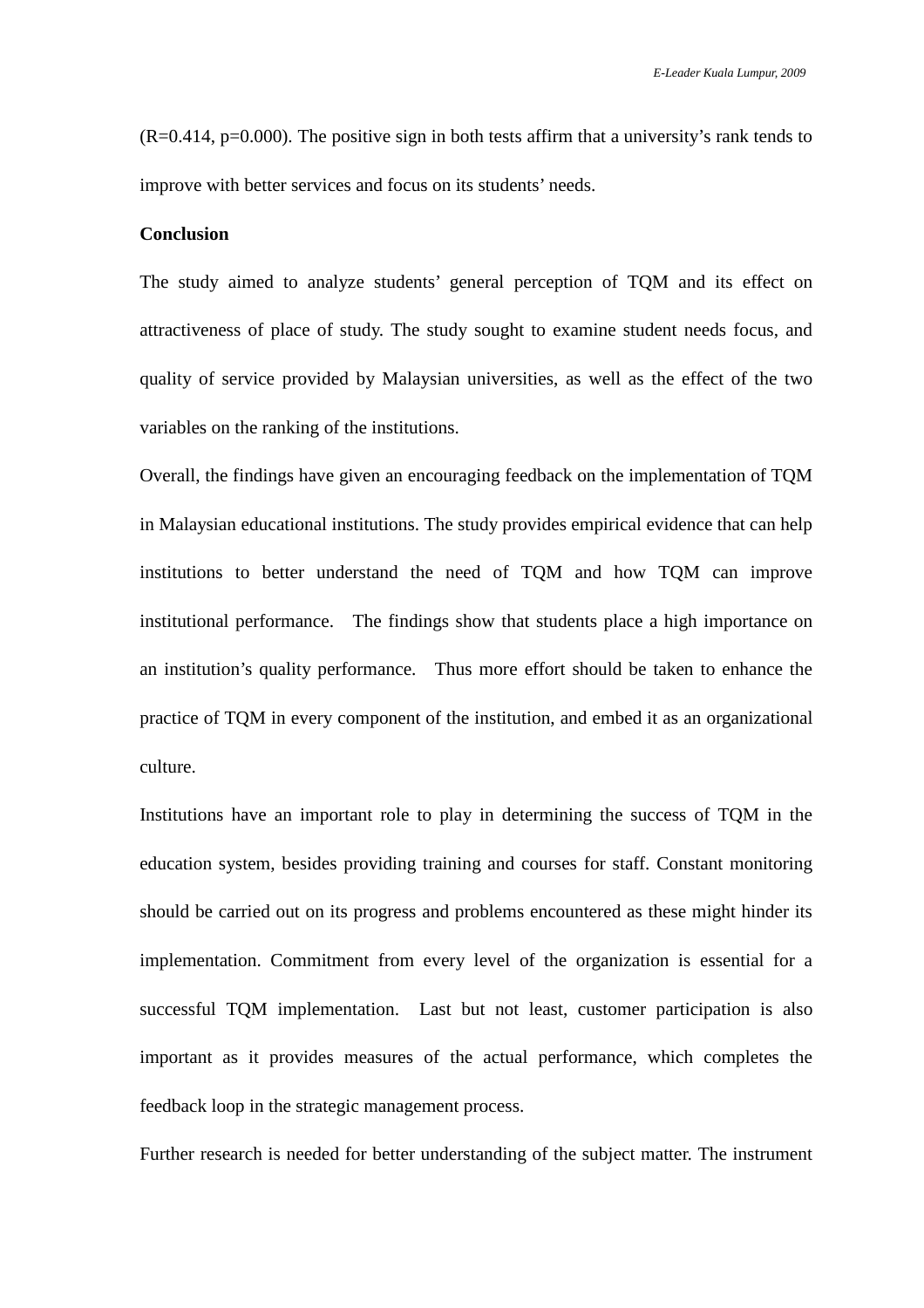(R=0.414, p=0.000). The positive sign in both tests affirm that a university's rank tends to improve with better services and focus on its students' needs.

**Conclusion**

The study aimed to analyze students' general perception of TQM and its effect on attractiveness of place of study. The study sought to examine student needs focus, and quality of service provided by Malaysian universities, as well as the effect of the two variables on the ranking of the institutions.

Overall, the findings have given an encouraging feedback on the implementation of TQM in Malaysian educational institutions. The study provides empirical evidence that can help institutions to better understand the need of TQM and how TQM can improve institutional performance. The findings show that students place a high importance on an institution's quality performance. Thus more effort should be taken to enhance the practice of TQM in every component of the institution, and embed it as an organizational culture.

Institutions have an important role to play in determining the success of TQM in the education system, besides providing training and courses for staff. Constant monitoring should be carried out on its progress and problems encountered as these might hinder its implementation. Commitment from every level of the organization is essential for a successful TQM implementation. Last but not least, customer participation is also important as it provides measures of the actual performance, which completes the feedback loop in the strategic management process.

Further research is needed for better understanding of the subject matter. The instrument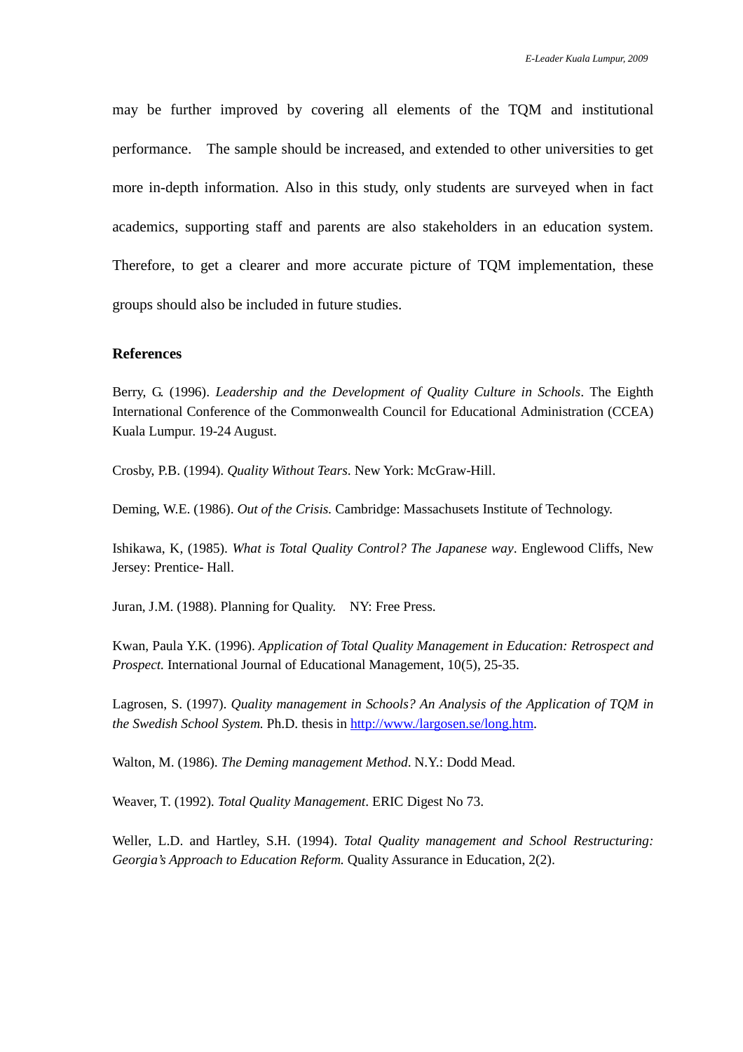may be further improved by covering all elements of the TQM and institutional performance. The sample should be increased, and extended to other universities to get more in-depth information. Also in this study, only students are surveyed when in fact academics, supporting staff and parents are also stakeholders in an education system. Therefore, to get a clearer and more accurate picture of TQM implementation, these groups should also be included in future studies.

**References**

Berry, G. (1996). *Leadership and the Development of Quality Culture in Schools*. The Eighth International Conference of the Commonwealth Council for Educational Administration (CCEA) Kuala Lumpur. 19-24 August.

Crosby, P.B. (1994). *Quality Without Tears*. New York: McGraw-Hill.

Deming, W.E. (1986). *Out of the Crisis.* Cambridge: Massachusets Institute of Technology.

Ishikawa, K, (1985). *What is Total Quality Control? The Japanese way*. Englewood Cliffs, New Jersey: Prentice- Hall.

Juran, J.M. (1988). Planning for Quality. NY: Free Press.

Kwan, Paula Y.K. (1996). *Application of Total Quality Management in Education: Retrospect and Prospect.* International Journal of Educational Management, 10(5), 25-35.

Lagrosen, S. (1997). *Quality management in Schools? An Analysis of the Application of TQM in the Swedish School System.* Ph.D. thesis in http://www./largosen.se/long.htm.

Walton, M. (1986). *The Deming management Method*. N.Y.: Dodd Mead.

Weaver, T. (1992). *Total Quality Management*. ERIC Digest No 73.

Weller, L.D. and Hartley, S.H. (1994). *Total Quality management and School Restructuring: Georgia's Approach to Education Reform.* Quality Assurance in Education, 2(2).